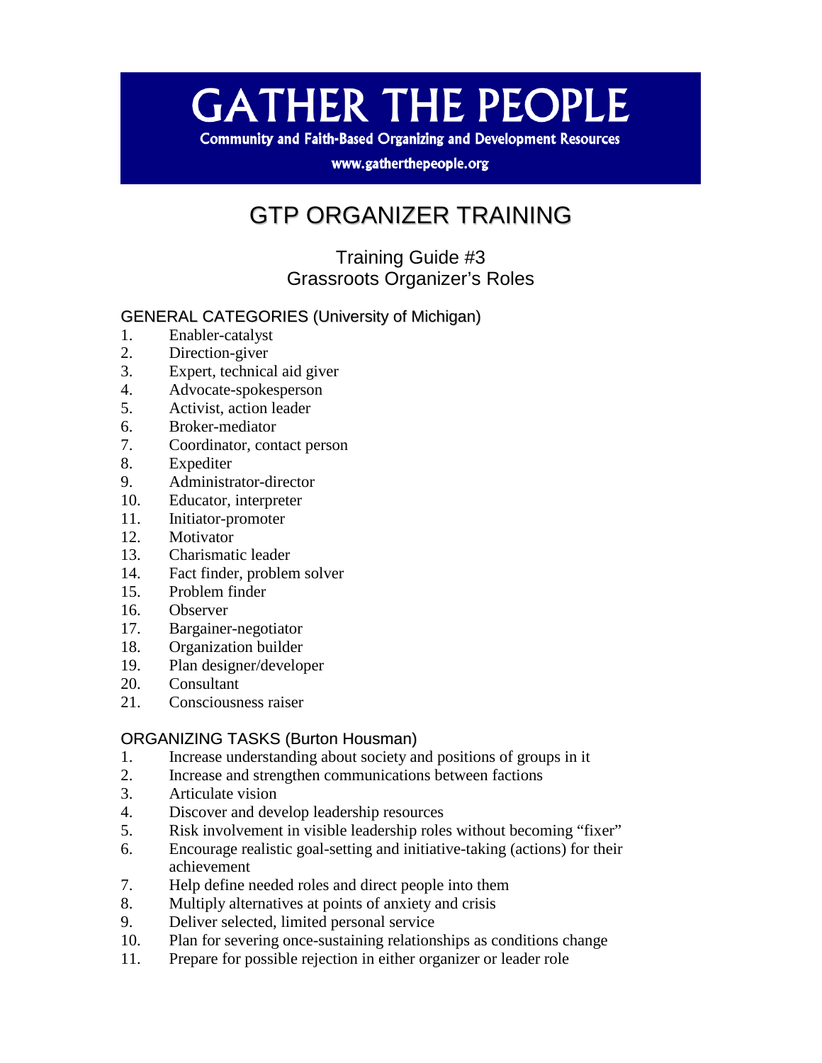# GATHER THE PEOPLE

**Community and Faith-Based Organizing and Development Resources**

**www.gatherthepeople.org**

# GTP ORGANIZER TRAINING

## Training Guide #3
## Grassroots Organizer's Roles

### GENERAL CATEGORIES (University of Michigan)

1. Enabler-catalyst
2. Direction-giver
3. Expert, technical aid giver
4. Advocate-spokesperson
5. Activist, action leader
6. Broker-mediator
7. Coordinator, contact person
8. Expediter
9. Administrator-director
10. Educator, interpreter
11. Initiator-promoter
12. Motivator
13. Charismatic leader
14. Fact finder, problem solver
15. Problem finder
16. Observer
17. Bargainer-negotiator
18. Organization builder
19. Plan designer/developer
20. Consultant
21. Consciousness raiser

### ORGANIZING TASKS (Burton Housman)

1. Increase understanding about society and positions of groups in it
2. Increase and strengthen communications between factions
3. Articulate vision
4. Discover and develop leadership resources
5. Risk involvement in visible leadership roles without becoming "fixer"
6. Encourage realistic goal-setting and initiative-taking (actions) for their achievement
7. Help define needed roles and direct people into them
8. Multiply alternatives at points of anxiety and crisis
9. Deliver selected, limited personal service
10. Plan for severing once-sustaining relationships as conditions change
11. Prepare for possible rejection in either organizer or leader role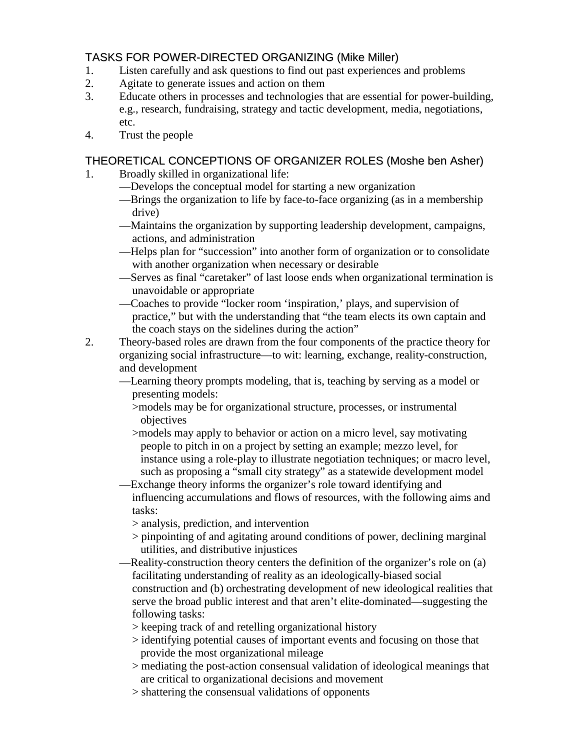## TASKS FOR POWER-DIRECTED ORGANIZING (Mike Miller)

1. Listen carefully and ask questions to find out past experiences and problems
2. Agitate to generate issues and action on them
3. Educate others in processes and technologies that are essential for power-building, e.g., research, fundraising, strategy and tactic development, media, negotiations, etc.
4. Trust the people

## THEORETICAL CONCEPTIONS OF ORGANIZER ROLES (Moshe ben Asher)

1. Broadly skilled in organizational life:
   —Develops the conceptual model for starting a new organization
   —Brings the organization to life by face-to-face organizing (as in a membership drive)
   —Maintains the organization by supporting leadership development, campaigns, actions, and administration
   —Helps plan for "succession" into another form of organization or to consolidate with another organization when necessary or desirable
   —Serves as final "caretaker" of last loose ends when organizational termination is unavoidable or appropriate
   —Coaches to provide "locker room 'inspiration,' plays, and supervision of practice," but with the understanding that "the team elects its own captain and the coach stays on the sidelines during the action"
2. Theory-based roles are drawn from the four components of the practice theory for organizing social infrastructure—to wit: learning, exchange, reality-construction, and development
   —Learning theory prompts modeling, that is, teaching by serving as a model or presenting models:
      >models may be for organizational structure, processes, or instrumental objectives
      >models may apply to behavior or action on a micro level, say motivating people to pitch in on a project by setting an example; mezzo level, for instance using a role-play to illustrate negotiation techniques; or macro level, such as proposing a "small city strategy" as a statewide development model
   —Exchange theory informs the organizer's role toward identifying and influencing accumulations and flows of resources, with the following aims and tasks:
      > analysis, prediction, and intervention
      > pinpointing of and agitating around conditions of power, declining marginal utilities, and distributive injustices
   —Reality-construction theory centers the definition of the organizer's role on (a) facilitating understanding of reality as an ideologically-biased social construction and (b) orchestrating development of new ideological realities that serve the broad public interest and that aren't elite-dominated—suggesting the following tasks:
      > keeping track of and retelling organizational history
      > identifying potential causes of important events and focusing on those that provide the most organizational mileage
      > mediating the post-action consensual validation of ideological meanings that are critical to organizational decisions and movement
      > shattering the consensual validations of opponents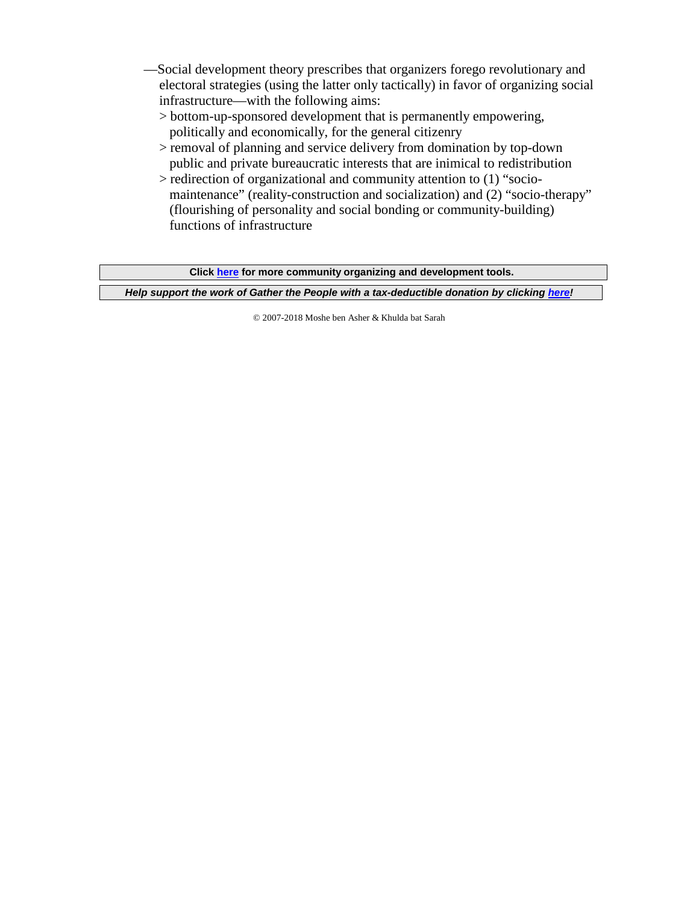—Social development theory prescribes that organizers forego revolutionary and electoral strategies (using the latter only tactically) in favor of organizing social infrastructure—with the following aims:

> bottom-up-sponsored development that is permanently empowering, politically and economically, for the general citizenry

> removal of planning and service delivery from domination by top-down public and private bureaucratic interests that are inimical to redistribution

> redirection of organizational and community attention to (1) "socio-maintenance" (reality-construction and socialization) and (2) "socio-therapy" (flourishing of personality and social bonding or community-building) functions of infrastructure

**Click here for more community organizing and development tools.**

***Help support the work of Gather the People with a tax-deductible donation by clicking here!***

© 2007-2018 Moshe ben Asher & Khulda bat Sarah